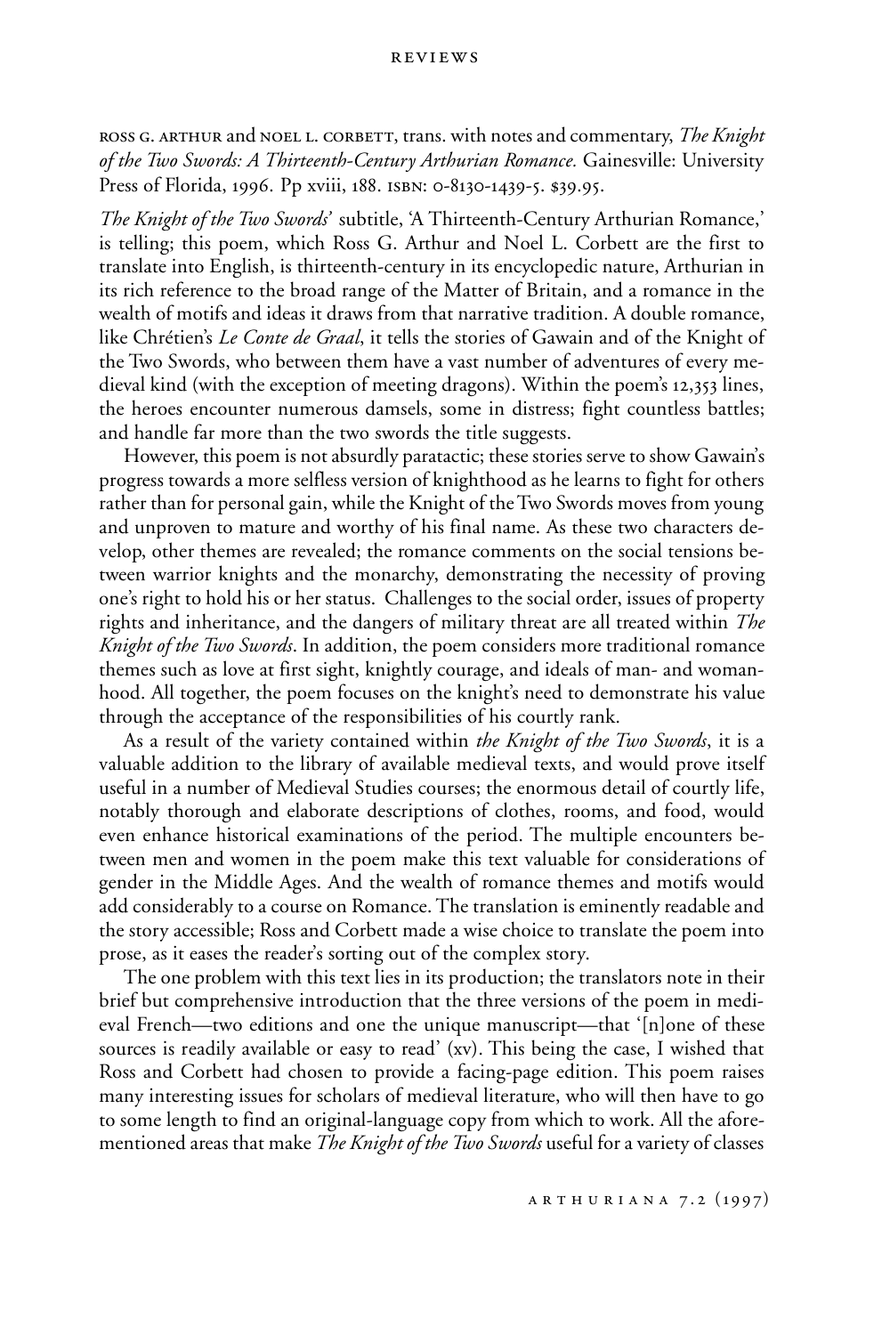ROSS G. ARTHUR and NOEL L. CORBETT, trans. with notes and commentary, *The Knight of the Two Swords: A Thirteenth-Century Arthurian Romance.* Gainesville: University Press of Florida, 1996. Pp xviii, 188. ISBN: 0-8130-1439-5. $39.95.

*The Knight of the Two Swords'* subtitle, 'A Thirteenth-Century Arthurian Romance,' is telling; this poem, which Ross G. Arthur and Noel L. Corbett are the first to translate into English, is thirteenth-century in its encyclopedic nature, Arthurian in its rich reference to the broad range of the Matter of Britain, and a romance in the wealth of motifs and ideas it draws from that narrative tradition. A double romance, like Chrétien's *Le Conte de Graal*, it tells the stories of Gawain and of the Knight of the Two Swords, who between them have a vast number of adventures of every medieval kind (with the exception of meeting dragons). Within the poem's 12,353 lines, the heroes encounter numerous damsels, some in distress; fight countless battles; and handle far more than the two swords the title suggests.

However, this poem is not absurdly paratactic; these stories serve to show Gawain's progress towards a more selfless version of knighthood as he learns to fight for others rather than for personal gain, while the Knight of the Two Swords moves from young and unproven to mature and worthy of his final name. As these two characters develop, other themes are revealed; the romance comments on the social tensions between warrior knights and the monarchy, demonstrating the necessity of proving one's right to hold his or her status. Challenges to the social order, issues of property rights and inheritance, and the dangers of military threat are all treated within *The Knight of the Two Swords*. In addition, the poem considers more traditional romance themes such as love at first sight, knightly courage, and ideals of man- and womanhood. All together, the poem focuses on the knight's need to demonstrate his value through the acceptance of the responsibilities of his courtly rank.

As a result of the variety contained within *the Knight of the Two Swords*, it is a valuable addition to the library of available medieval texts, and would prove itself useful in a number of Medieval Studies courses; the enormous detail of courtly life, notably thorough and elaborate descriptions of clothes, rooms, and food, would even enhance historical examinations of the period. The multiple encounters between men and women in the poem make this text valuable for considerations of gender in the Middle Ages. And the wealth of romance themes and motifs would add considerably to a course on Romance. The translation is eminently readable and the story accessible; Ross and Corbett made a wise choice to translate the poem into prose, as it eases the reader's sorting out of the complex story.

The one problem with this text lies in its production; the translators note in their brief but comprehensive introduction that the three versions of the poem in medieval French—two editions and one the unique manuscript—that '[n]one of these sources is readily available or easy to read' (xv). This being the case, I wished that Ross and Corbett had chosen to provide a facing-page edition. This poem raises many interesting issues for scholars of medieval literature, who will then have to go to some length to find an original-language copy from which to work. All the aforementioned areas that make *The Knight of the Two Swords* useful for a variety of classes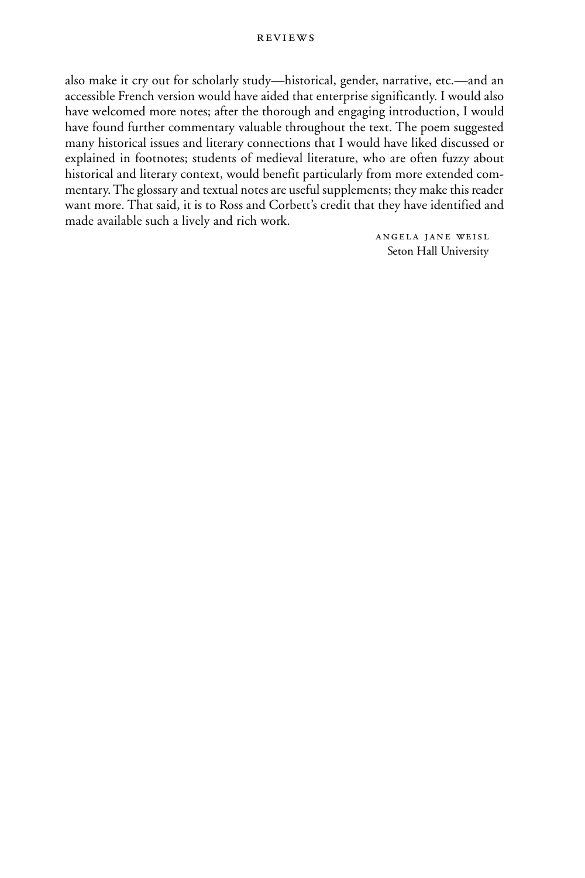also make it cry out for scholarly study—historical, gender, narrative, etc.—and an accessible French version would have aided that enterprise significantly. I would also have welcomed more notes; after the thorough and engaging introduction, I would have found further commentary valuable throughout the text. The poem suggested many historical issues and literary connections that I would have liked discussed or explained in footnotes; students of medieval literature, who are often fuzzy about historical and literary context, would benefit particularly from more extended commentary. The glossary and textual notes are useful supplements; they make this reader want more. That said, it is to Ross and Corbett's credit that they have identified and made available such a lively and rich work.

ANGELA JANE WEISL
Seton Hall University